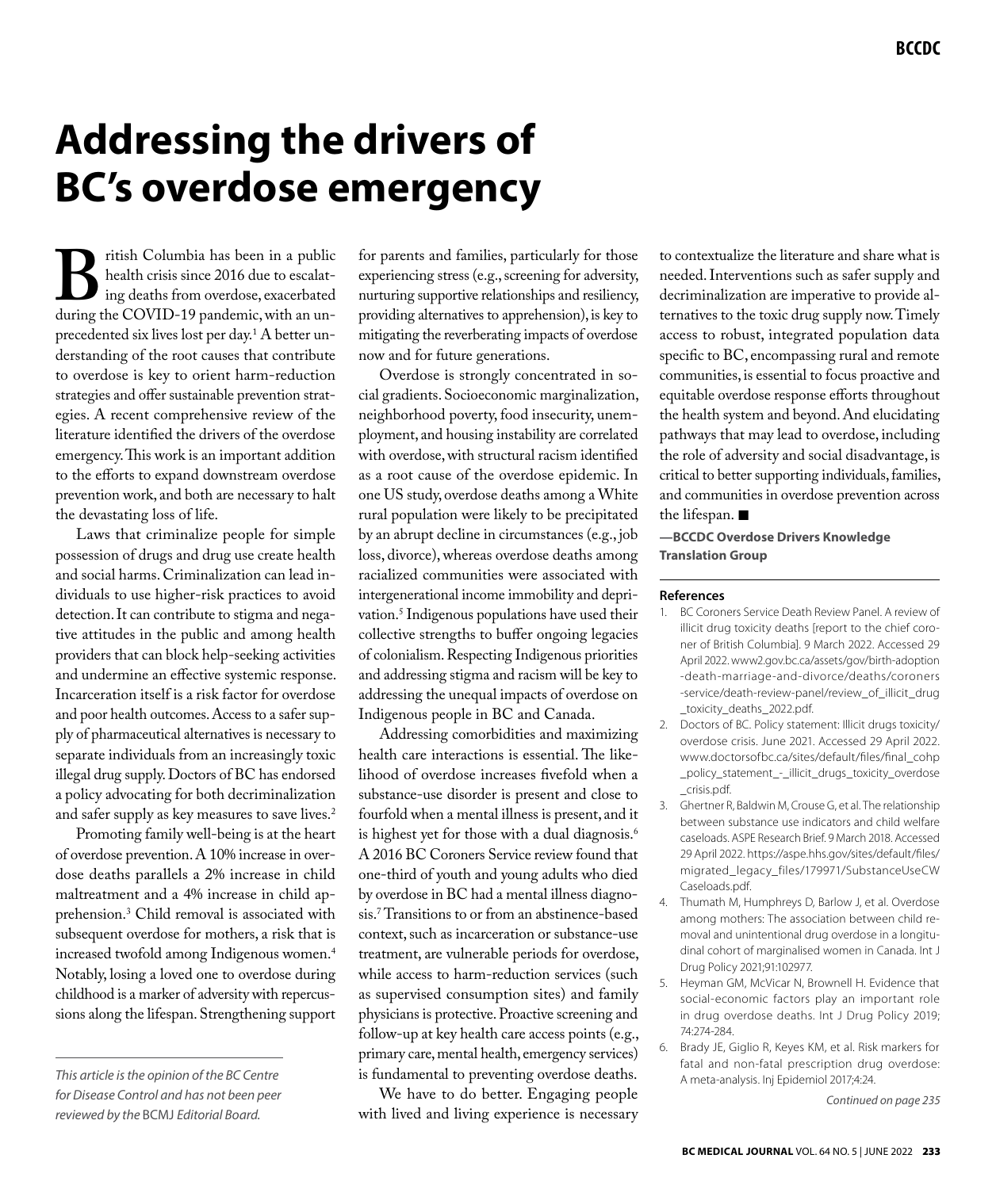# Addressing the drivers of BC's overdose emergency

British Columbia has been in a public health crisis since 2016 due to escalating deaths from overdose, exacerbated during the COVID-19 pandemic, with an unprecedented six lives lost per day.[1] A better understanding of the root causes that contribute to overdose is key to orient harm-reduction strategies and offer sustainable prevention strategies. A recent comprehensive review of the literature identified the drivers of the overdose emergency. This work is an important addition to the efforts to expand downstream overdose prevention work, and both are necessary to halt the devastating loss of life.

Laws that criminalize people for simple possession of drugs and drug use create health and social harms. Criminalization can lead individuals to use higher-risk practices to avoid detection. It can contribute to stigma and negative attitudes in the public and among health providers that can block help-seeking activities and undermine an effective systemic response. Incarceration itself is a risk factor for overdose and poor health outcomes. Access to a safer supply of pharmaceutical alternatives is necessary to separate individuals from an increasingly toxic illegal drug supply. Doctors of BC has endorsed a policy advocating for both decriminalization and safer supply as key measures to save lives.[2]

Promoting family well-being is at the heart of overdose prevention. A 10% increase in overdose deaths parallels a 2% increase in child maltreatment and a 4% increase in child apprehension.[3] Child removal is associated with subsequent overdose for mothers, a risk that is increased twofold among Indigenous women.[4] Notably, losing a loved one to overdose during childhood is a marker of adversity with repercussions along the lifespan. Strengthening support for parents and families, particularly for those experiencing stress (e.g., screening for adversity, nurturing supportive relationships and resiliency, providing alternatives to apprehension), is key to mitigating the reverberating impacts of overdose now and for future generations.

Overdose is strongly concentrated in social gradients. Socioeconomic marginalization, neighborhood poverty, food insecurity, unemployment, and housing instability are correlated with overdose, with structural racism identified as a root cause of the overdose epidemic. In one US study, overdose deaths among a White rural population were likely to be precipitated by an abrupt decline in circumstances (e.g., job loss, divorce), whereas overdose deaths among racialized communities were associated with intergenerational income immobility and deprivation.[5] Indigenous populations have used their collective strengths to buffer ongoing legacies of colonialism. Respecting Indigenous priorities and addressing stigma and racism will be key to addressing the unequal impacts of overdose on Indigenous people in BC and Canada.

Addressing comorbidities and maximizing health care interactions is essential. The likelihood of overdose increases fivefold when a substance-use disorder is present and close to fourfold when a mental illness is present, and it is highest yet for those with a dual diagnosis.[6] A 2016 BC Coroners Service review found that one-third of youth and young adults who died by overdose in BC had a mental illness diagnosis.[7] Transitions to or from an abstinence-based context, such as incarceration or substance-use treatment, are vulnerable periods for overdose, while access to harm-reduction services (such as supervised consumption sites) and family physicians is protective. Proactive screening and follow-up at key health care access points (e.g., primary care, mental health, emergency services) is fundamental to preventing overdose deaths.

We have to do better. Engaging people with lived and living experience is necessary to contextualize the literature and share what is needed. Interventions such as safer supply and decriminalization are imperative to provide alternatives to the toxic drug supply now. Timely access to robust, integrated population data specific to BC, encompassing rural and remote communities, is essential to focus proactive and equitable overdose response efforts throughout the health system and beyond. And elucidating pathways that may lead to overdose, including the role of adversity and social disadvantage, is critical to better supporting individuals, families, and communities in overdose prevention across the lifespan. ■

**—BCCDC Overdose Drivers Knowledge Translation Group**

*This article is the opinion of the BC Centre for Disease Control and has not been peer reviewed by the BCMJ Editorial Board.*

**References**

1. BC Coroners Service Death Review Panel. A review of illicit drug toxicity deaths [report to the chief coroner of British Columbia]. 9 March 2022. Accessed 29 April 2022. www2.gov.bc.ca/assets/gov/birth-adoption-death-marriage-and-divorce/deaths/coroners-service/death-review-panel/review_of_illicit_drug_toxicity_deaths_2022.pdf.
2. Doctors of BC. Policy statement: Illicit drugs toxicity/overdose crisis. June 2021. Accessed 29 April 2022. www.doctorsofbc.ca/sites/default/files/final_cohp_policy_statement_-_illicit_drugs_toxicity_overdose_crisis.pdf.
3. Ghertner R, Baldwin M, Crouse G, et al. The relationship between substance use indicators and child welfare caseloads. ASPE Research Brief. 9 March 2018. Accessed 29 April 2022. https://aspe.hhs.gov/sites/default/files/migrated_legacy_files/179971/SubstanceUseCWCaseloads.pdf.
4. Thumath M, Humphreys D, Barlow J, et al. Overdose among mothers: The association between child removal and unintentional drug overdose in a longitudinal cohort of marginalised women in Canada. Int J Drug Policy 2021;91:102977.
5. Heyman GM, McVicar N, Brownell H. Evidence that social-economic factors play an important role in drug overdose deaths. Int J Drug Policy 2019;74:274-284.
6. Brady JE, Giglio R, Keyes KM, et al. Risk markers for fatal and non-fatal prescription drug overdose: A meta-analysis. Inj Epidemiol 2017;4:24.

*Continued on page 235*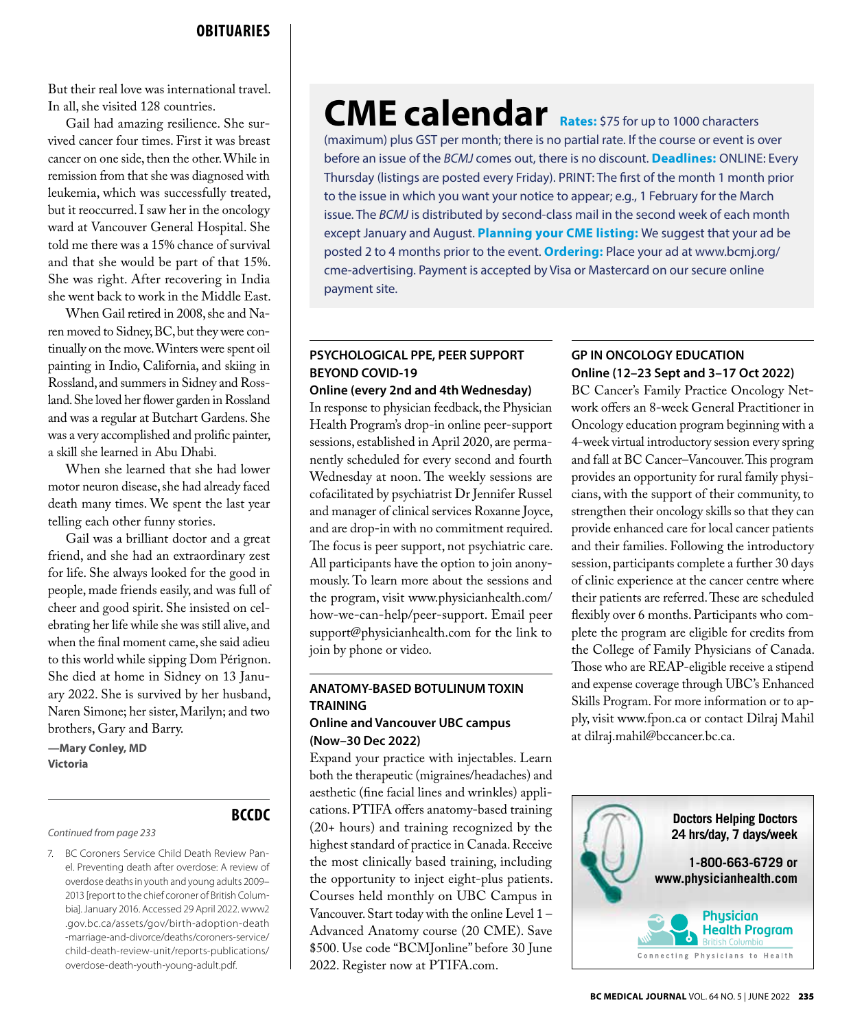But their real love was international travel. In all, she visited 128 countries.

Gail had amazing resilience. She survived cancer four times. First it was breast cancer on one side, then the other. While in remission from that she was diagnosed with leukemia, which was successfully treated, but it reoccurred. I saw her in the oncology ward at Vancouver General Hospital. She told me there was a 15% chance of survival and that she would be part of that 15%. She was right. After recovering in India she went back to work in the Middle East.

When Gail retired in 2008, she and Naren moved to Sidney, BC, but they were continually on the move. Winters were spent oil painting in Indio, California, and skiing in Rossland, and summers in Sidney and Rossland. She loved her flower garden in Rossland and was a regular at Butchart Gardens. She was a very accomplished and prolific painter, a skill she learned in Abu Dhabi.

When she learned that she had lower motor neuron disease, she had already faced death many times. We spent the last year telling each other funny stories.

Gail was a brilliant doctor and a great friend, and she had an extraordinary zest for life. She always looked for the good in people, made friends easily, and was full of cheer and good spirit. She insisted on celebrating her life while she was still alive, and when the final moment came, she said adieu to this world while sipping Dom Pérignon. She died at home in Sidney on 13 January 2022. She is survived by her husband, Naren Simone; her sister, Marilyn; and two brothers, Gary and Barry.

**—Mary Conley, MD**
**Victoria**

## BCCDC

*Continued from page 233*

7. BC Coroners Service Child Death Review Panel. Preventing death after overdose: A review of overdose deaths in youth and young adults 2009–2013 [report to the chief coroner of British Columbia]. January 2016. Accessed 29 April 2022. www2.gov.bc.ca/assets/gov/birth-adoption-death-marriage-and-divorce/deaths/coroners-service/child-death-review-unit/reports-publications/overdose-death-youth-young-adult.pdf.

# CME calendar

**Rates:** $75 for up to 1000 characters (maximum) plus GST per month; there is no partial rate. If the course or event is over before an issue of the *BCMJ* comes out, there is no discount. **Deadlines:** ONLINE: Every Thursday (listings are posted every Friday). PRINT: The first of the month 1 month prior to the issue in which you want your notice to appear; e.g., 1 February for the March issue. The *BCMJ* is distributed by second-class mail in the second week of each month except January and August. **Planning your CME listing:** We suggest that your ad be posted 2 to 4 months prior to the event. **Ordering:** Place your ad at www.bcmj.org/cme-advertising. Payment is accepted by Visa or Mastercard on our secure online payment site.

### PSYCHOLOGICAL PPE, PEER SUPPORT BEYOND COVID-19
**Online (every 2nd and 4th Wednesday)**

In response to physician feedback, the Physician Health Program's drop-in online peer-support sessions, established in April 2020, are permanently scheduled for every second and fourth Wednesday at noon. The weekly sessions are cofacilitated by psychiatrist Dr Jennifer Russel and manager of clinical services Roxanne Joyce, and are drop-in with no commitment required. The focus is peer support, not psychiatric care. All participants have the option to join anonymously. To learn more about the sessions and the program, visit www.physicianhealth.com/how-we-can-help/peer-support. Email peersupport@physicianhealth.com for the link to join by phone or video.

### ANATOMY-BASED BOTULINUM TOXIN TRAINING
**Online and Vancouver UBC campus (Now–30 Dec 2022)**

Expand your practice with injectables. Learn both the therapeutic (migraines/headaches) and aesthetic (fine facial lines and wrinkles) applications. PTIFA offers anatomy-based training (20+ hours) and training recognized by the highest standard of practice in Canada. Receive the most clinically based training, including the opportunity to inject eight-plus patients. Courses held monthly on UBC Campus in Vancouver. Start today with the online Level 1 – Advanced Anatomy course (20 CME). Save $500. Use code "BCMJonline" before 30 June 2022. Register now at PTIFA.com.

### GP IN ONCOLOGY EDUCATION
**Online (12–23 Sept and 3–17 Oct 2022)**

BC Cancer's Family Practice Oncology Network offers an 8-week General Practitioner in Oncology education program beginning with a 4-week virtual introductory session every spring and fall at BC Cancer–Vancouver. This program provides an opportunity for rural family physicians, with the support of their community, to strengthen their oncology skills so that they can provide enhanced care for local cancer patients and their families. Following the introductory session, participants complete a further 30 days of clinic experience at the cancer centre where their patients are referred. These are scheduled flexibly over 6 months. Participants who complete the program are eligible for credits from the College of Family Physicians of Canada. Those who are REAP-eligible receive a stipend and expense coverage through UBC's Enhanced Skills Program. For more information or to apply, visit www.fpon.ca or contact Dilraj Mahil at dilraj.mahil@bccancer.bc.ca.

**Doctors Helping Doctors**
**24 hrs/day, 7 days/week**

**1-800-663-6729 or www.physicianhealth.com**

Physician Health Program
British Columbia
Connecting Physicians to Health